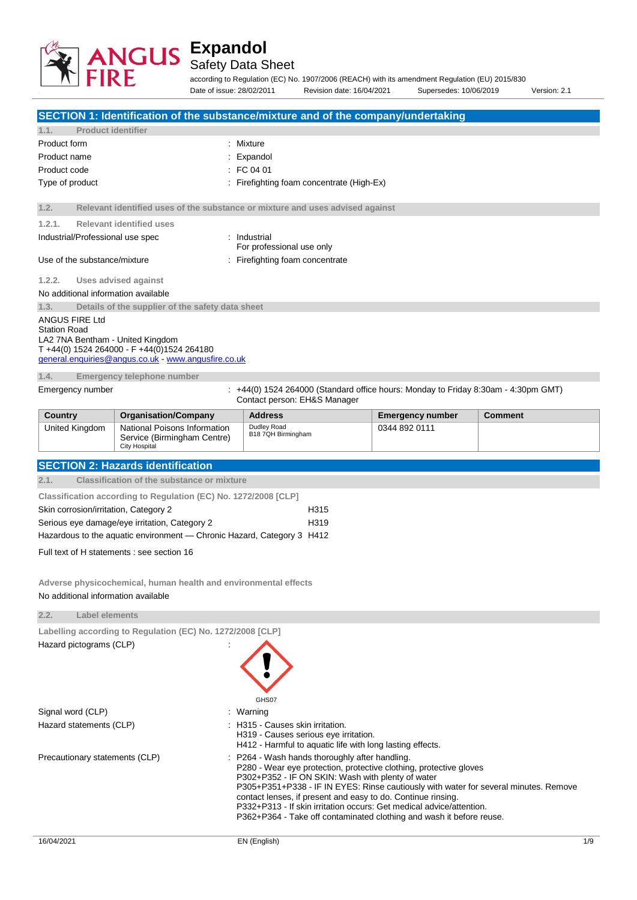# Expandol

## Safety Data Sheet

according to Regulation (EC) No. 1907/2006 (REACH) with its amendment Regulation (EU) 2015/830

Date of issue: 28/02/2011   Revision date: 16/04/2021   Supersedes: 10/06/2019   Version: 2.1

## SECTION 1: Identification of the substance/mixture and of the company/undertaking

### 1.1. Product identifier

| | |
|---|---|
| Product form | : Mixture |
| Product name | : Expandol |
| Product code | : FC 04 01 |
| Type of product | : Firefighting foam concentrate (High-Ex) |

### 1.2. Relevant identified uses of the substance or mixture and uses advised against

#### 1.2.1. Relevant identified uses

| | |
|---|---|
| Industrial/Professional use spec | : Industrial<br>For professional use only |
| Use of the substance/mixture | : Firefighting foam concentrate |

#### 1.2.2. Uses advised against

No additional information available

### 1.3. Details of the supplier of the safety data sheet

ANGUS FIRE Ltd
Station Road
LA2 7NA Bentham - United Kingdom
T +44(0) 1524 264000 - F +44(0)1524 264180
general.enquiries@angus.co.uk - www.angusfire.co.uk

### 1.4. Emergency telephone number

Emergency number : +44(0) 1524 264000 (Standard office hours: Monday to Friday 8:30am - 4:30pm GMT)
Contact person: EH&S Manager

| Country | Organisation/Company | Address | Emergency number | Comment |
|---|---|---|---|---|
| United Kingdom | National Poisons Information Service (Birmingham Centre)<br>City Hospital | Dudley Road<br>B18 7QH Birmingham | 0344 892 0111 | |

## SECTION 2: Hazards identification

### 2.1. Classification of the substance or mixture

**Classification according to Regulation (EC) No. 1272/2008 [CLP]**

| | |
|---|---|
| Skin corrosion/irritation, Category 2 | H315 |
| Serious eye damage/eye irritation, Category 2 | H319 |
| Hazardous to the aquatic environment — Chronic Hazard, Category 3 | H412 |

Full text of H statements : see section 16

**Adverse physicochemical, human health and environmental effects**

No additional information available

### 2.2. Label elements

**Labelling according to Regulation (EC) No. 1272/2008 [CLP]**

Hazard pictograms (CLP) :

GHS07

| | |
|---|---|
| Signal word (CLP) | : Warning |
| Hazard statements (CLP) | : H315 - Causes skin irritation.<br>H319 - Causes serious eye irritation.<br>H412 - Harmful to aquatic life with long lasting effects. |
| Precautionary statements (CLP) | : P264 - Wash hands thoroughly after handling.<br>P280 - Wear eye protection, protective clothing, protective gloves<br>P302+P352 - IF ON SKIN: Wash with plenty of water<br>P305+P351+P338 - IF IN EYES: Rinse cautiously with water for several minutes. Remove contact lenses, if present and easy to do. Continue rinsing.<br>P332+P313 - If skin irritation occurs: Get medical advice/attention.<br>P362+P364 - Take off contaminated clothing and wash it before reuse. |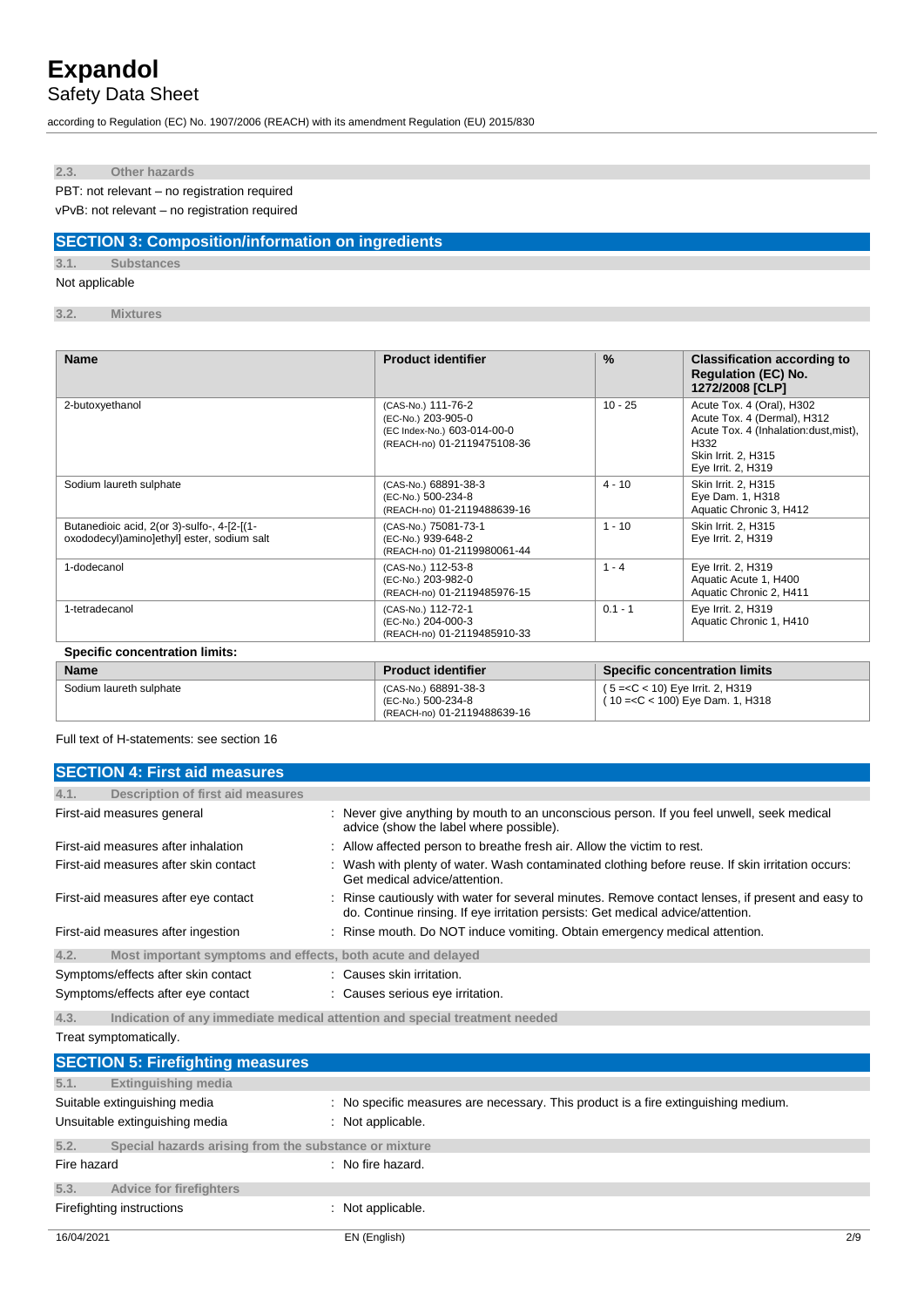### 2.3. Other hazards

PBT: not relevant – no registration required

vPvB: not relevant – no registration required

## SECTION 3: Composition/information on ingredients

### 3.1. Substances

Not applicable

### 3.2. Mixtures

| Name | Product identifier | % | Classification according to Regulation (EC) No. 1272/2008 [CLP] |
|---|---|---|---|
| 2-butoxyethanol | (CAS-No.) 111-76-2<br>(EC-No.) 203-905-0<br>(EC Index-No.) 603-014-00-0<br>(REACH-no) 01-2119475108-36 | 10 - 25 | Acute Tox. 4 (Oral), H302<br>Acute Tox. 4 (Dermal), H312<br>Acute Tox. 4 (Inhalation:dust,mist), H332<br>Skin Irrit. 2, H315<br>Eye Irrit. 2, H319 |
| Sodium laureth sulphate | (CAS-No.) 68891-38-3<br>(EC-No.) 500-234-8<br>(REACH-no) 01-2119488639-16 | 4 - 10 | Skin Irrit. 2, H315<br>Eye Dam. 1, H318<br>Aquatic Chronic 3, H412 |
| Butanedioic acid, 2(or 3)-sulfo-, 4-[2-[(1-oxododecyl)amino]ethyl] ester, sodium salt | (CAS-No.) 75081-73-1<br>(EC-No.) 939-648-2<br>(REACH-no) 01-2119980061-44 | 1 - 10 | Skin Irrit. 2, H315<br>Eye Irrit. 2, H319 |
| 1-dodecanol | (CAS-No.) 112-53-8<br>(EC-No.) 203-982-0<br>(REACH-no) 01-2119485976-15 | 1 - 4 | Eye Irrit. 2, H319<br>Aquatic Acute 1, H400<br>Aquatic Chronic 2, H411 |
| 1-tetradecanol | (CAS-No.) 112-72-1<br>(EC-No.) 204-000-3<br>(REACH-no) 01-2119485910-33 | 0.1 - 1 | Eye Irrit. 2, H319<br>Aquatic Chronic 1, H410 |

**Specific concentration limits:**

| Name | Product identifier | Specific concentration limits |
|---|---|---|
| Sodium laureth sulphate | (CAS-No.) 68891-38-3<br>(EC-No.) 500-234-8<br>(REACH-no) 01-2119488639-16 | ( 5 =<C < 10) Eye Irrit. 2, H319<br>( 10 =<C < 100) Eye Dam. 1, H318 |

Full text of H-statements: see section 16

## SECTION 4: First aid measures

### 4.1. Description of first aid measures

| | |
|---|---|
| First-aid measures general | : Never give anything by mouth to an unconscious person. If you feel unwell, seek medical advice (show the label where possible). |
| First-aid measures after inhalation | : Allow affected person to breathe fresh air. Allow the victim to rest. |
| First-aid measures after skin contact | : Wash with plenty of water. Wash contaminated clothing before reuse. If skin irritation occurs: Get medical advice/attention. |
| First-aid measures after eye contact | : Rinse cautiously with water for several minutes. Remove contact lenses, if present and easy to do. Continue rinsing. If eye irritation persists: Get medical advice/attention. |
| First-aid measures after ingestion | : Rinse mouth. Do NOT induce vomiting. Obtain emergency medical attention. |

### 4.2. Most important symptoms and effects, both acute and delayed

| | |
|---|---|
| Symptoms/effects after skin contact | : Causes skin irritation. |
| Symptoms/effects after eye contact | : Causes serious eye irritation. |

### 4.3. Indication of any immediate medical attention and special treatment needed

Treat symptomatically.

## SECTION 5: Firefighting measures

### 5.1. Extinguishing media

| | |
|---|---|
| Suitable extinguishing media | : No specific measures are necessary. This product is a fire extinguishing medium. |
| Unsuitable extinguishing media | : Not applicable. |

### 5.2. Special hazards arising from the substance or mixture

| | |
|---|---|
| Fire hazard | : No fire hazard. |

### 5.3. Advice for firefighters

| | |
|---|---|
| Firefighting instructions | : Not applicable. |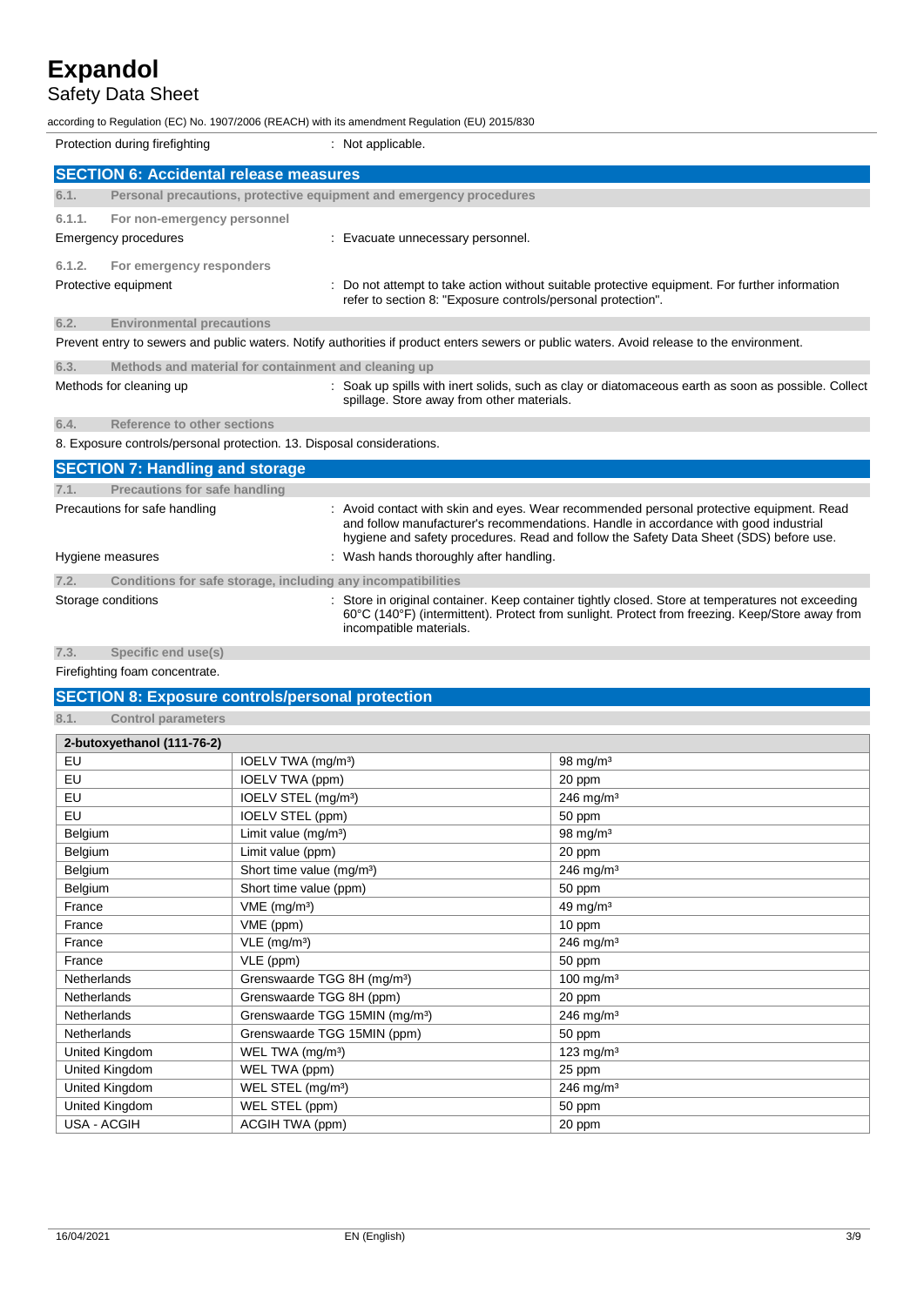| Protection during firefighting | : Not applicable. |
|---|---|

## SECTION 6: Accidental release measures

### 6.1. Personal precautions, protective equipment and emergency procedures

#### 6.1.1. For non-emergency personnel

| Emergency procedures | : Evacuate unnecessary personnel. |
|---|---|

#### 6.1.2. For emergency responders

| Protective equipment | : Do not attempt to take action without suitable protective equipment. For further information refer to section 8: "Exposure controls/personal protection". |
|---|---|

### 6.2. Environmental precautions

Prevent entry to sewers and public waters. Notify authorities if product enters sewers or public waters. Avoid release to the environment.

### 6.3. Methods and material for containment and cleaning up

| Methods for cleaning up | : Soak up spills with inert solids, such as clay or diatomaceous earth as soon as possible. Collect spillage. Store away from other materials. |
|---|---|

### 6.4. Reference to other sections

8. Exposure controls/personal protection. 13. Disposal considerations.

## SECTION 7: Handling and storage

### 7.1. Precautions for safe handling

| Precautions for safe handling | : Avoid contact with skin and eyes. Wear recommended personal protective equipment. Read and follow manufacturer's recommendations. Handle in accordance with good industrial hygiene and safety procedures. Read and follow the Safety Data Sheet (SDS) before use. |
|---|---|
| Hygiene measures | : Wash hands thoroughly after handling. |

### 7.2. Conditions for safe storage, including any incompatibilities

| Storage conditions | : Store in original container. Keep container tightly closed. Store at temperatures not exceeding 60°C (140°F) (intermittent). Protect from sunlight. Protect from freezing. Keep/Store away from incompatible materials. |
|---|---|

### 7.3. Specific end use(s)

Firefighting foam concentrate.

## SECTION 8: Exposure controls/personal protection

### 8.1. Control parameters

| 2-butoxyethanol (111-76-2) | | |
|---|---|---|
| EU | IOELV TWA (mg/m³) | 98 mg/m³ |
| EU | IOELV TWA (ppm) | 20 ppm |
| EU | IOELV STEL (mg/m³) | 246 mg/m³ |
| EU | IOELV STEL (ppm) | 50 ppm |
| Belgium | Limit value (mg/m³) | 98 mg/m³ |
| Belgium | Limit value (ppm) | 20 ppm |
| Belgium | Short time value (mg/m³) | 246 mg/m³ |
| Belgium | Short time value (ppm) | 50 ppm |
| France | VME (mg/m³) | 49 mg/m³ |
| France | VME (ppm) | 10 ppm |
| France | VLE (mg/m³) | 246 mg/m³ |
| France | VLE (ppm) | 50 ppm |
| Netherlands | Grenswaarde TGG 8H (mg/m³) | 100 mg/m³ |
| Netherlands | Grenswaarde TGG 8H (ppm) | 20 ppm |
| Netherlands | Grenswaarde TGG 15MIN (mg/m³) | 246 mg/m³ |
| Netherlands | Grenswaarde TGG 15MIN (ppm) | 50 ppm |
| United Kingdom | WEL TWA (mg/m³) | 123 mg/m³ |
| United Kingdom | WEL TWA (ppm) | 25 ppm |
| United Kingdom | WEL STEL (mg/m³) | 246 mg/m³ |
| United Kingdom | WEL STEL (ppm) | 50 ppm |
| USA - ACGIH | ACGIH TWA (ppm) | 20 ppm |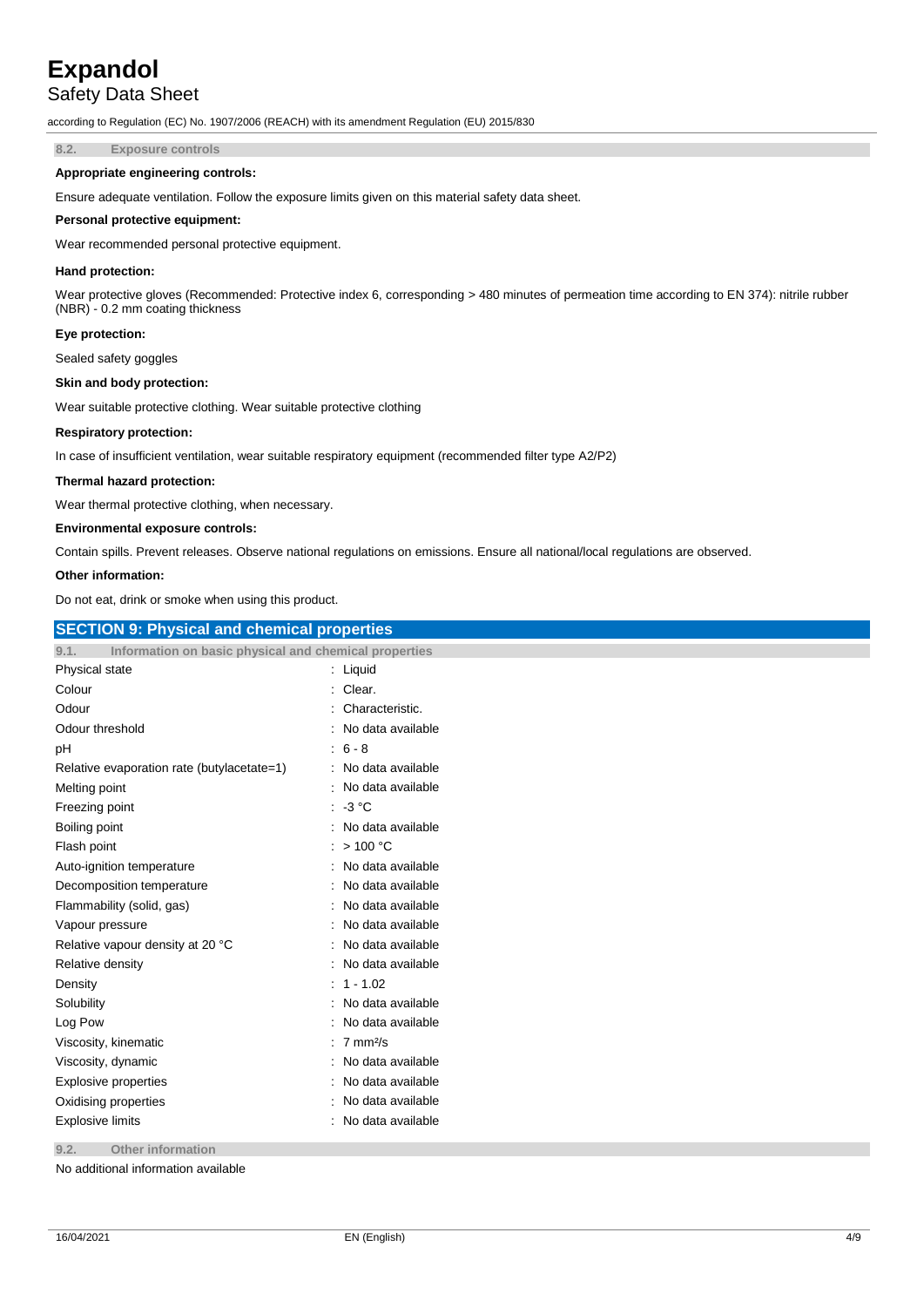### 8.2. Exposure controls

**Appropriate engineering controls:**

Ensure adequate ventilation. Follow the exposure limits given on this material safety data sheet.

**Personal protective equipment:**

Wear recommended personal protective equipment.

**Hand protection:**

Wear protective gloves (Recommended: Protective index 6, corresponding > 480 minutes of permeation time according to EN 374): nitrile rubber (NBR) - 0.2 mm coating thickness

**Eye protection:**

Sealed safety goggles

**Skin and body protection:**

Wear suitable protective clothing. Wear suitable protective clothing

**Respiratory protection:**

In case of insufficient ventilation, wear suitable respiratory equipment (recommended filter type A2/P2)

**Thermal hazard protection:**

Wear thermal protective clothing, when necessary.

**Environmental exposure controls:**

Contain spills. Prevent releases. Observe national regulations on emissions. Ensure all national/local regulations are observed.

**Other information:**

Do not eat, drink or smoke when using this product.

## SECTION 9: Physical and chemical properties

### 9.1. Information on basic physical and chemical properties

| Property | Value |
|---|---|
| Physical state | Liquid |
| Colour | Clear. |
| Odour | Characteristic. |
| Odour threshold | No data available |
| pH | 6 - 8 |
| Relative evaporation rate (butylacetate=1) | No data available |
| Melting point | No data available |
| Freezing point | -3 °C |
| Boiling point | No data available |
| Flash point | > 100 °C |
| Auto-ignition temperature | No data available |
| Decomposition temperature | No data available |
| Flammability (solid, gas) | No data available |
| Vapour pressure | No data available |
| Relative vapour density at 20 °C | No data available |
| Relative density | No data available |
| Density | 1 - 1.02 |
| Solubility | No data available |
| Log Pow | No data available |
| Viscosity, kinematic | 7 $mm^2/s$ |
| Viscosity, dynamic | No data available |
| Explosive properties | No data available |
| Oxidising properties | No data available |
| Explosive limits | No data available |

### 9.2. Other information

No additional information available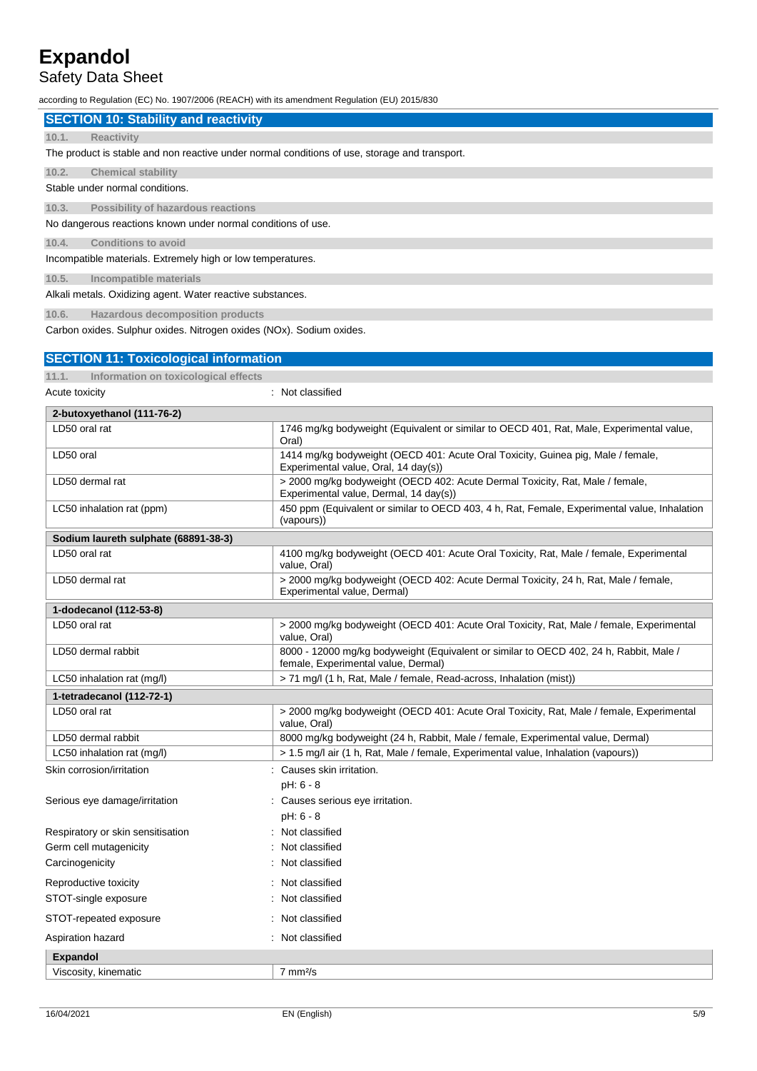## SECTION 10: Stability and reactivity

### 10.1. Reactivity

The product is stable and non reactive under normal conditions of use, storage and transport.

### 10.2. Chemical stability

Stable under normal conditions.

### 10.3. Possibility of hazardous reactions

No dangerous reactions known under normal conditions of use.

### 10.4. Conditions to avoid

Incompatible materials. Extremely high or low temperatures.

### 10.5. Incompatible materials

Alkali metals. Oxidizing agent. Water reactive substances.

### 10.6. Hazardous decomposition products

Carbon oxides. Sulphur oxides. Nitrogen oxides (NOx). Sodium oxides.

## SECTION 11: Toxicological information

### 11.1. Information on toxicological effects

Acute toxicity : Not classified

| **2-butoxyethanol (111-76-2)** | |
|---|---|
| LD50 oral rat | 1746 mg/kg bodyweight (Equivalent or similar to OECD 401, Rat, Male, Experimental value, Oral) |
| LD50 oral | 1414 mg/kg bodyweight (OECD 401: Acute Oral Toxicity, Guinea pig, Male / female, Experimental value, Oral, 14 day(s)) |
| LD50 dermal rat | > 2000 mg/kg bodyweight (OECD 402: Acute Dermal Toxicity, Rat, Male / female, Experimental value, Dermal, 14 day(s)) |
| LC50 inhalation rat (ppm) | 450 ppm (Equivalent or similar to OECD 403, 4 h, Rat, Female, Experimental value, Inhalation (vapours)) |
| **Sodium laureth sulphate (68891-38-3)** | |
| LD50 oral rat | 4100 mg/kg bodyweight (OECD 401: Acute Oral Toxicity, Rat, Male / female, Experimental value, Oral) |
| LD50 dermal rat | > 2000 mg/kg bodyweight (OECD 402: Acute Dermal Toxicity, 24 h, Rat, Male / female, Experimental value, Dermal) |
| **1-dodecanol (112-53-8)** | |
| LD50 oral rat | > 2000 mg/kg bodyweight (OECD 401: Acute Oral Toxicity, Rat, Male / female, Experimental value, Oral) |
| LD50 dermal rabbit | 8000 - 12000 mg/kg bodyweight (Equivalent or similar to OECD 402, 24 h, Rabbit, Male / female, Experimental value, Dermal) |
| LC50 inhalation rat (mg/l) | > 71 mg/l (1 h, Rat, Male / female, Read-across, Inhalation (mist)) |
| **1-tetradecanol (112-72-1)** | |
| LD50 oral rat | > 2000 mg/kg bodyweight (OECD 401: Acute Oral Toxicity, Rat, Male / female, Experimental value, Oral) |
| LD50 dermal rabbit | 8000 mg/kg bodyweight (24 h, Rabbit, Male / female, Experimental value, Dermal) |
| LC50 inhalation rat (mg/l) | > 1.5 mg/l air (1 h, Rat, Male / female, Experimental value, Inhalation (vapours)) |

Skin corrosion/irritation : Causes skin irritation.
pH: 6 - 8

Serious eye damage/irritation : Causes serious eye irritation.
pH: 6 - 8

Respiratory or skin sensitisation : Not classified

Germ cell mutagenicity : Not classified

Carcinogenicity : Not classified

Reproductive toxicity : Not classified

STOT-single exposure : Not classified

STOT-repeated exposure : Not classified

Aspiration hazard : Not classified

| **Expandol** | |
|---|---|
| Viscosity, kinematic | 7 $mm^2/s$ |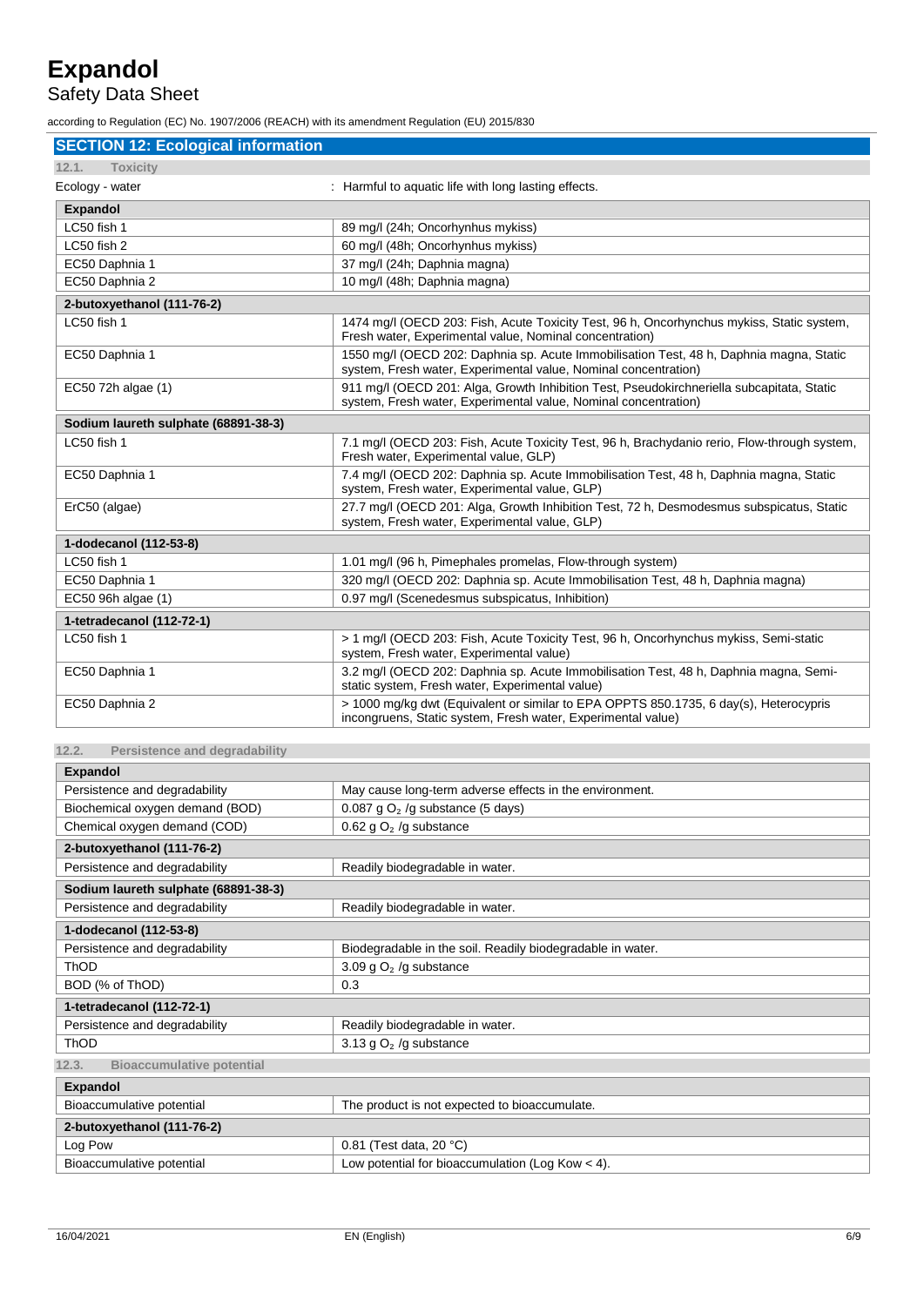# Expandol

Safety Data Sheet

according to Regulation (EC) No. 1907/2006 (REACH) with its amendment Regulation (EU) 2015/830

## SECTION 12: Ecological information

### 12.1. Toxicity

Ecology - water : Harmful to aquatic life with long lasting effects.

| **Expandol** | |
|---|---|
| LC50 fish 1 | 89 mg/l (24h; Oncorhynhus mykiss) |
| LC50 fish 2 | 60 mg/l (48h; Oncorhynhus mykiss) |
| EC50 Daphnia 1 | 37 mg/l (24h; Daphnia magna) |
| EC50 Daphnia 2 | 10 mg/l (48h; Daphnia magna) |
| **2-butoxyethanol (111-76-2)** | |
| LC50 fish 1 | 1474 mg/l (OECD 203: Fish, Acute Toxicity Test, 96 h, Oncorhynchus mykiss, Static system, Fresh water, Experimental value, Nominal concentration) |
| EC50 Daphnia 1 | 1550 mg/l (OECD 202: Daphnia sp. Acute Immobilisation Test, 48 h, Daphnia magna, Static system, Fresh water, Experimental value, Nominal concentration) |
| EC50 72h algae (1) | 911 mg/l (OECD 201: Alga, Growth Inhibition Test, Pseudokirchneriella subcapitata, Static system, Fresh water, Experimental value, Nominal concentration) |
| **Sodium laureth sulphate (68891-38-3)** | |
| LC50 fish 1 | 7.1 mg/l (OECD 203: Fish, Acute Toxicity Test, 96 h, Brachydanio rerio, Flow-through system, Fresh water, Experimental value, GLP) |
| EC50 Daphnia 1 | 7.4 mg/l (OECD 202: Daphnia sp. Acute Immobilisation Test, 48 h, Daphnia magna, Static system, Fresh water, Experimental value, GLP) |
| ErC50 (algae) | 27.7 mg/l (OECD 201: Alga, Growth Inhibition Test, 72 h, Desmodesmus subspicatus, Static system, Fresh water, Experimental value, GLP) |
| **1-dodecanol (112-53-8)** | |
| LC50 fish 1 | 1.01 mg/l (96 h, Pimephales promelas, Flow-through system) |
| EC50 Daphnia 1 | 320 mg/l (OECD 202: Daphnia sp. Acute Immobilisation Test, 48 h, Daphnia magna) |
| EC50 96h algae (1) | 0.97 mg/l (Scenedesmus subspicatus, Inhibition) |
| **1-tetradecanol (112-72-1)** | |
| LC50 fish 1 | > 1 mg/l (OECD 203: Fish, Acute Toxicity Test, 96 h, Oncorhynchus mykiss, Semi-static system, Fresh water, Experimental value) |
| EC50 Daphnia 1 | 3.2 mg/l (OECD 202: Daphnia sp. Acute Immobilisation Test, 48 h, Daphnia magna, Semi-static system, Fresh water, Experimental value) |
| EC50 Daphnia 2 | > 1000 mg/kg dwt (Equivalent or similar to EPA OPPTS 850.1735, 6 day(s), Heterocypris incongruens, Static system, Fresh water, Experimental value) |

### 12.2. Persistence and degradability

| **Expandol** | |
|---|---|
| Persistence and degradability | May cause long-term adverse effects in the environment. |
| Biochemical oxygen demand (BOD) | 0.087 g $O_2$ /g substance (5 days) |
| Chemical oxygen demand (COD) | 0.62 g $O_2$ /g substance |
| **2-butoxyethanol (111-76-2)** | |
| Persistence and degradability | Readily biodegradable in water. |
| **Sodium laureth sulphate (68891-38-3)** | |
| Persistence and degradability | Readily biodegradable in water. |
| **1-dodecanol (112-53-8)** | |
| Persistence and degradability | Biodegradable in the soil. Readily biodegradable in water. |
| ThOD | 3.09 g $O_2$ /g substance |
| BOD (% of ThOD) | 0.3 |
| **1-tetradecanol (112-72-1)** | |
| Persistence and degradability | Readily biodegradable in water. |
| ThOD | 3.13 g $O_2$ /g substance |

### 12.3. Bioaccumulative potential

| **Expandol** | |
|---|---|
| Bioaccumulative potential | The product is not expected to bioaccumulate. |
| **2-butoxyethanol (111-76-2)** | |
| Log Pow | 0.81 (Test data, 20 °C) |
| Bioaccumulative potential | Low potential for bioaccumulation (Log Kow < 4). |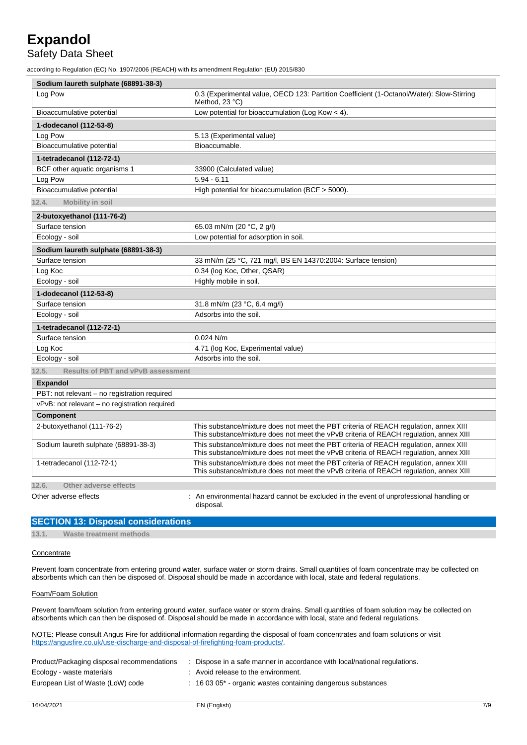| Sodium laureth sulphate (68891-38-3) | |
|---|---|
| Log Pow | 0.3 (Experimental value, OECD 123: Partition Coefficient (1-Octanol/Water): Slow-Stirring Method, 23 °C) |
| Bioaccumulative potential | Low potential for bioaccumulation (Log Kow < 4). |

| 1-dodecanol (112-53-8) | |
|---|---|
| Log Pow | 5.13 (Experimental value) |
| Bioaccumulative potential | Bioaccumable. |

| 1-tetradecanol (112-72-1) | |
|---|---|
| BCF other aquatic organisms 1 | 33900 (Calculated value) |
| Log Pow | 5.94 - 6.11 |
| Bioaccumulative potential | High potential for bioaccumulation (BCF > 5000). |

### 12.4. Mobility in soil

| 2-butoxyethanol (111-76-2) | |
|---|---|
| Surface tension | 65.03 mN/m (20 °C, 2 g/l) |
| Ecology - soil | Low potential for adsorption in soil. |

| Sodium laureth sulphate (68891-38-3) | |
|---|---|
| Surface tension | 33 mN/m (25 °C, 721 mg/l, BS EN 14370:2004: Surface tension) |
| Log Koc | 0.34 (log Koc, Other, QSAR) |
| Ecology - soil | Highly mobile in soil. |

| 1-dodecanol (112-53-8) | |
|---|---|
| Surface tension | 31.8 mN/m (23 °C, 6.4 mg/l) |
| Ecology - soil | Adsorbs into the soil. |

| 1-tetradecanol (112-72-1) | |
|---|---|
| Surface tension | 0.024 N/m |
| Log Koc | 4.71 (log Koc, Experimental value) |
| Ecology - soil | Adsorbs into the soil. |

### 12.5. Results of PBT and vPvB assessment

| Expandol |
|---|
| PBT: not relevant – no registration required |
| vPvB: not relevant – no registration required |

| Component | |
|---|---|
| 2-butoxyethanol (111-76-2) | This substance/mixture does not meet the PBT criteria of REACH regulation, annex XIII<br>This substance/mixture does not meet the vPvB criteria of REACH regulation, annex XIII |
| Sodium laureth sulphate (68891-38-3) | This substance/mixture does not meet the PBT criteria of REACH regulation, annex XIII<br>This substance/mixture does not meet the vPvB criteria of REACH regulation, annex XIII |
| 1-tetradecanol (112-72-1) | This substance/mixture does not meet the PBT criteria of REACH regulation, annex XIII<br>This substance/mixture does not meet the vPvB criteria of REACH regulation, annex XIII |

### 12.6. Other adverse effects

Other adverse effects : An environmental hazard cannot be excluded in the event of unprofessional handling or disposal.

## SECTION 13: Disposal considerations

### 13.1. Waste treatment methods

Concentrate

Prevent foam concentrate from entering ground water, surface water or storm drains. Small quantities of foam concentrate may be collected on absorbents which can then be disposed of. Disposal should be made in accordance with local, state and federal regulations.

Foam/Foam Solution

Prevent foam/foam solution from entering ground water, surface water or storm drains. Small quantities of foam solution may be collected on absorbents which can then be disposed of. Disposal should be made in accordance with local, state and federal regulations.

NOTE: Please consult Angus Fire for additional information regarding the disposal of foam concentrates and foam solutions or visit https://angusfire.co.uk/use-discharge-and-disposal-of-firefighting-foam-products/.

Product/Packaging disposal recommendations : Dispose in a safe manner in accordance with local/national regulations.

Ecology - waste materials : Avoid release to the environment.

European List of Waste (LoW) code : 16 03 05* - organic wastes containing dangerous substances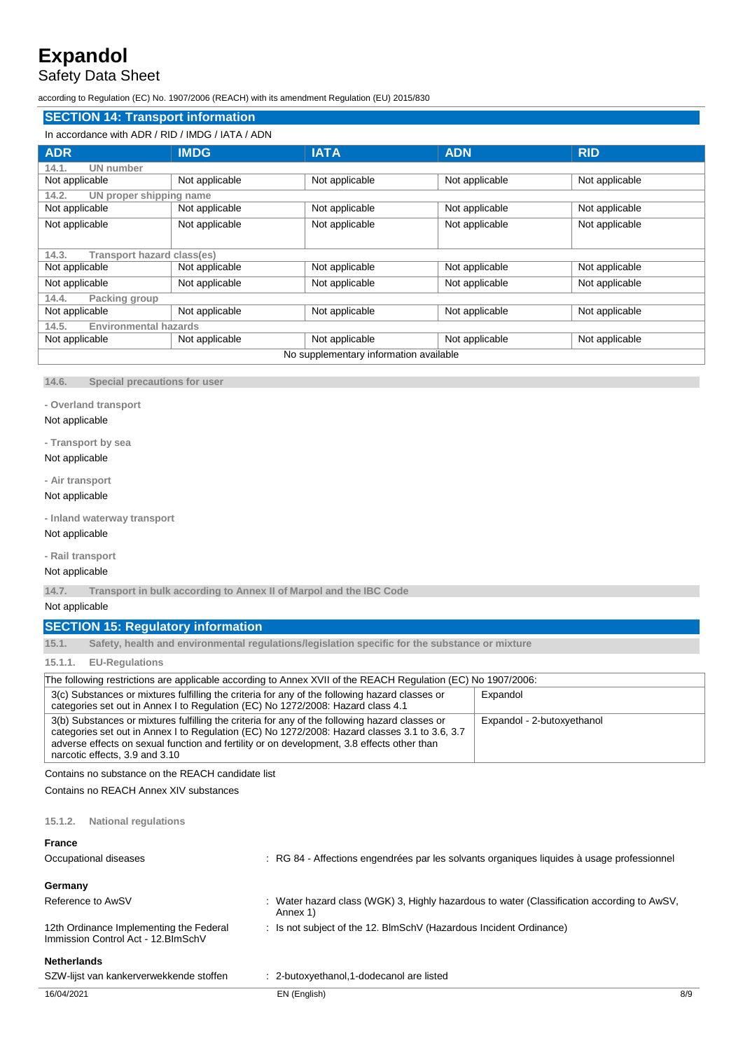## SECTION 14: Transport information

In accordance with ADR / RID / IMDG / IATA / ADN

| ADR | IMDG | IATA | ADN | RID |
|---|---|---|---|---|
| **14.1. UN number** | | | | |
| Not applicable | Not applicable | Not applicable | Not applicable | Not applicable |
| **14.2. UN proper shipping name** | | | | |
| Not applicable | Not applicable | Not applicable | Not applicable | Not applicable |
| Not applicable | Not applicable | Not applicable | Not applicable | Not applicable |
| **14.3. Transport hazard class(es)** | | | | |
| Not applicable | Not applicable | Not applicable | Not applicable | Not applicable |
| Not applicable | Not applicable | Not applicable | Not applicable | Not applicable |
| **14.4. Packing group** | | | | |
| Not applicable | Not applicable | Not applicable | Not applicable | Not applicable |
| **14.5. Environmental hazards** | | | | |
| Not applicable | Not applicable | Not applicable | Not applicable | Not applicable |
| No supplementary information available | | | | |

### 14.6. Special precautions for user

**- Overland transport**

Not applicable

**- Transport by sea**

Not applicable

**- Air transport**

Not applicable

**- Inland waterway transport**

Not applicable

**- Rail transport**

Not applicable

### 14.7. Transport in bulk according to Annex II of Marpol and the IBC Code

Not applicable

## SECTION 15: Regulatory information

### 15.1. Safety, health and environmental regulations/legislation specific for the substance or mixture

#### 15.1.1. EU-Regulations

| The following restrictions are applicable according to Annex XVII of the REACH Regulation (EC) No 1907/2006: | |
|---|---|
| 3(c) Substances or mixtures fulfilling the criteria for any of the following hazard classes or categories set out in Annex I to Regulation (EC) No 1272/2008: Hazard class 4.1 | Expandol |
| 3(b) Substances or mixtures fulfilling the criteria for any of the following hazard classes or categories set out in Annex I to Regulation (EC) No 1272/2008: Hazard classes 3.1 to 3.6, 3.7 adverse effects on sexual function and fertility or on development, 3.8 effects other than narcotic effects, 3.9 and 3.10 | Expandol - 2-butoxyethanol |

Contains no substance on the REACH candidate list

Contains no REACH Annex XIV substances

#### 15.1.2. National regulations

**France**

Occupational diseases : RG 84 - Affections engendrées par les solvants organiques liquides à usage professionnel

**Germany**

Reference to AwSV : Water hazard class (WGK) 3, Highly hazardous to water (Classification according to AwSV, Annex 1)

12th Ordinance Implementing the Federal Immission Control Act - 12.BImSchV : Is not subject of the 12. BlmSchV (Hazardous Incident Ordinance)

**Netherlands**

SZW-lijst van kankerverwekkende stoffen : 2-butoxyethanol,1-dodecanol are listed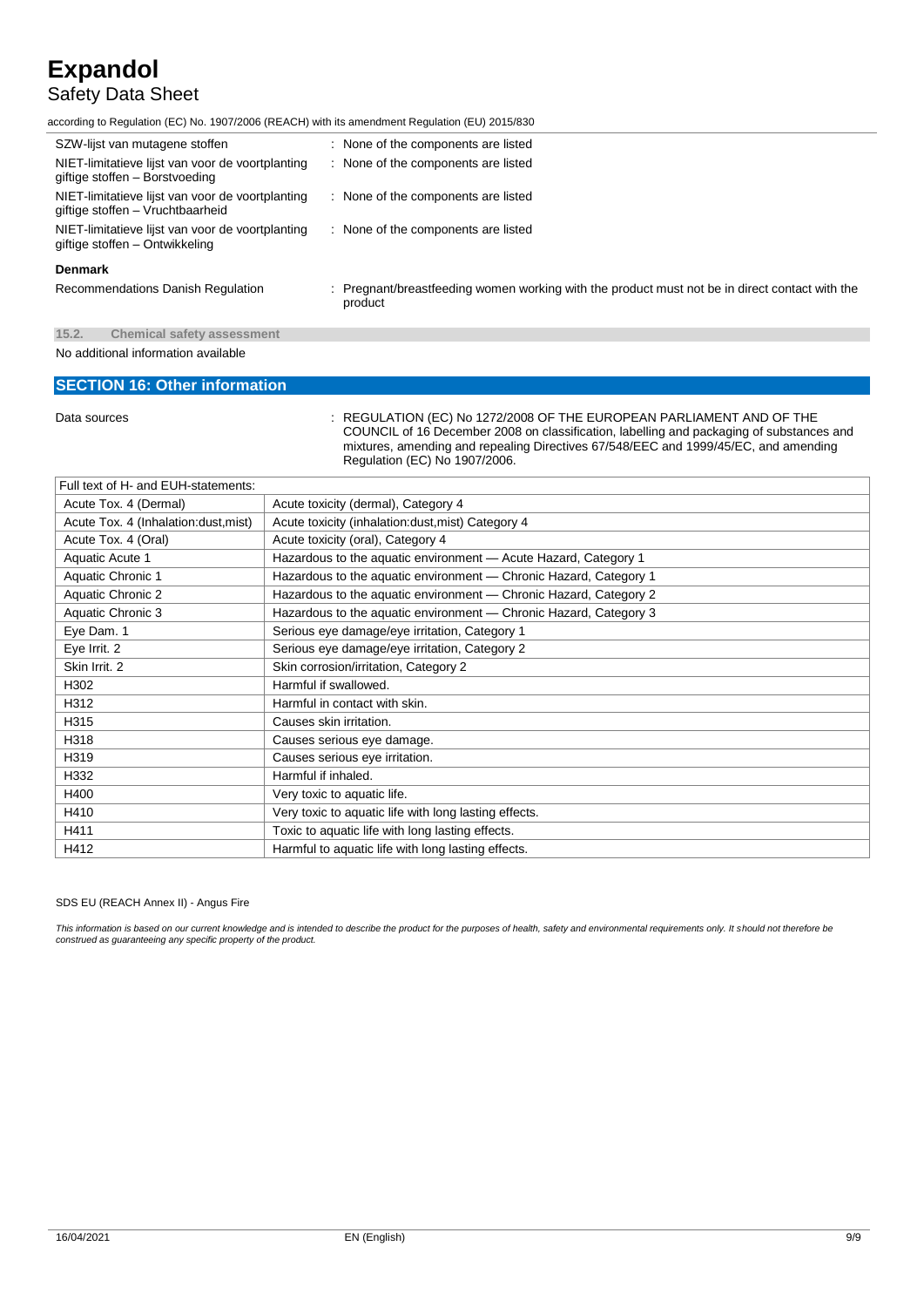| | |
|---|---|
| SZW-lijst van mutagene stoffen | : None of the components are listed |
| NIET-limitatieve lijst van voor de voortplanting giftige stoffen – Borstvoeding | : None of the components are listed |
| NIET-limitatieve lijst van voor de voortplanting giftige stoffen – Vruchtbaarheid | : None of the components are listed |
| NIET-limitatieve lijst van voor de voortplanting giftige stoffen – Ontwikkeling | : None of the components are listed |

**Denmark**

| | |
|---|---|
| Recommendations Danish Regulation | : Pregnant/breastfeeding women working with the product must not be in direct contact with the product |

### 15.2. Chemical safety assessment

No additional information available

## SECTION 16: Other information

| | |
|---|---|
| Data sources | : REGULATION (EC) No 1272/2008 OF THE EUROPEAN PARLIAMENT AND OF THE COUNCIL of 16 December 2008 on classification, labelling and packaging of substances and mixtures, amending and repealing Directives 67/548/EEC and 1999/45/EC, and amending Regulation (EC) No 1907/2006. |

| Full text of H- and EUH-statements: | |
|---|---|
| Acute Tox. 4 (Dermal) | Acute toxicity (dermal), Category 4 |
| Acute Tox. 4 (Inhalation:dust,mist) | Acute toxicity (inhalation:dust,mist) Category 4 |
| Acute Tox. 4 (Oral) | Acute toxicity (oral), Category 4 |
| Aquatic Acute 1 | Hazardous to the aquatic environment — Acute Hazard, Category 1 |
| Aquatic Chronic 1 | Hazardous to the aquatic environment — Chronic Hazard, Category 1 |
| Aquatic Chronic 2 | Hazardous to the aquatic environment — Chronic Hazard, Category 2 |
| Aquatic Chronic 3 | Hazardous to the aquatic environment — Chronic Hazard, Category 3 |
| Eye Dam. 1 | Serious eye damage/eye irritation, Category 1 |
| Eye Irrit. 2 | Serious eye damage/eye irritation, Category 2 |
| Skin Irrit. 2 | Skin corrosion/irritation, Category 2 |
| H302 | Harmful if swallowed. |
| H312 | Harmful in contact with skin. |
| H315 | Causes skin irritation. |
| H318 | Causes serious eye damage. |
| H319 | Causes serious eye irritation. |
| H332 | Harmful if inhaled. |
| H400 | Very toxic to aquatic life. |
| H410 | Very toxic to aquatic life with long lasting effects. |
| H411 | Toxic to aquatic life with long lasting effects. |
| H412 | Harmful to aquatic life with long lasting effects. |

SDS EU (REACH Annex II) - Angus Fire

*This information is based on our current knowledge and is intended to describe the product for the purposes of health, safety and environmental requirements only. It should not therefore be construed as guaranteeing any specific property of the product.*